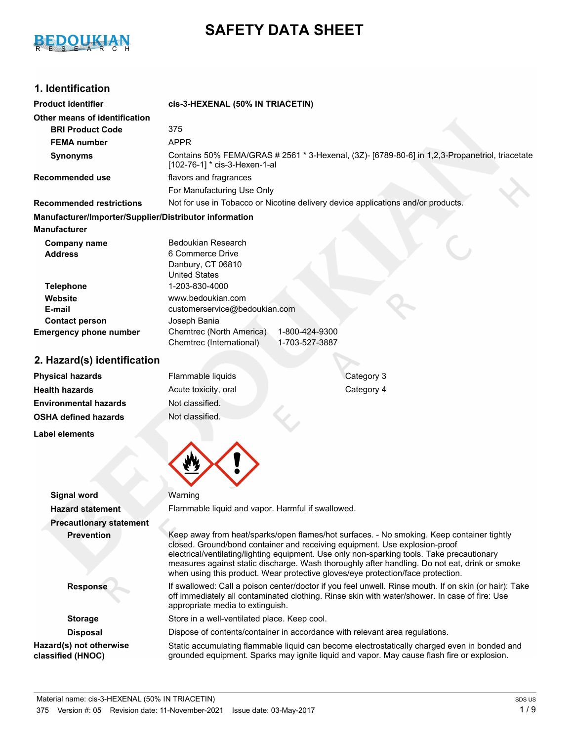# SAFETY DATA SHEET

## 1. Identification

| | |
|---|---|
| **Product identifier** | **cis-3-HEXENAL (50% IN TRIACETIN)** |
| **Other means of identification** | |
| **BRI Product Code** | 375 |
| **FEMA number** | APPR |
| **Synonyms** | Contains 50% FEMA/GRAS # 2561 * 3-Hexenal, (3Z)- [6789-80-6] in 1,2,3-Propanetriol, triacetate [102-76-1] * cis-3-Hexen-1-al |
| **Recommended use** | flavors and fragrances<br>For Manufacturing Use Only |
| **Recommended restrictions** | Not for use in Tobacco or Nicotine delivery device applications and/or products. |

**Manufacturer/Importer/Supplier/Distributor information**

**Manufacturer**

| | |
|---|---|
| **Company name** | Bedoukian Research |
| **Address** | 6 Commerce Drive<br>Danbury, CT 06810<br>United States |
| **Telephone** | 1-203-830-4000 |
| **Website** | www.bedoukian.com |
| **E-mail** | customerservice@bedoukian.com |
| **Contact person** | Joseph Bania |
| **Emergency phone number** | Chemtrec (North America) 1-800-424-9300<br>Chemtrec (International) 1-703-527-3887 |

## 2. Hazard(s) identification

| | | |
|---|---|---|
| **Physical hazards** | Flammable liquids | Category 3 |
| **Health hazards** | Acute toxicity, oral | Category 4 |
| **Environmental hazards** | Not classified. | |
| **OSHA defined hazards** | Not classified. | |

**Label elements**

| | |
|---|---|
| **Signal word** | Warning |
| **Hazard statement** | Flammable liquid and vapor. Harmful if swallowed. |
| **Precautionary statement** | |
| **Prevention** | Keep away from heat/sparks/open flames/hot surfaces. - No smoking. Keep container tightly closed. Ground/bond container and receiving equipment. Use explosion-proof electrical/ventilating/lighting equipment. Use only non-sparking tools. Take precautionary measures against static discharge. Wash thoroughly after handling. Do not eat, drink or smoke when using this product. Wear protective gloves/eye protection/face protection. |
| **Response** | If swallowed: Call a poison center/doctor if you feel unwell. Rinse mouth. If on skin (or hair): Take off immediately all contaminated clothing. Rinse skin with water/shower. In case of fire: Use appropriate media to extinguish. |
| **Storage** | Store in a well-ventilated place. Keep cool. |
| **Disposal** | Dispose of contents/container in accordance with relevant area regulations. |
| **Hazard(s) not otherwise classified (HNOC)** | Static accumulating flammable liquid can become electrostatically charged even in bonded and grounded equipment. Sparks may ignite liquid and vapor. May cause flash fire or explosion. |

Material name: cis-3-HEXENAL (50% IN TRIACETIN)

375 Version #: 05 Revision date: 11-November-2021 Issue date: 03-May-2017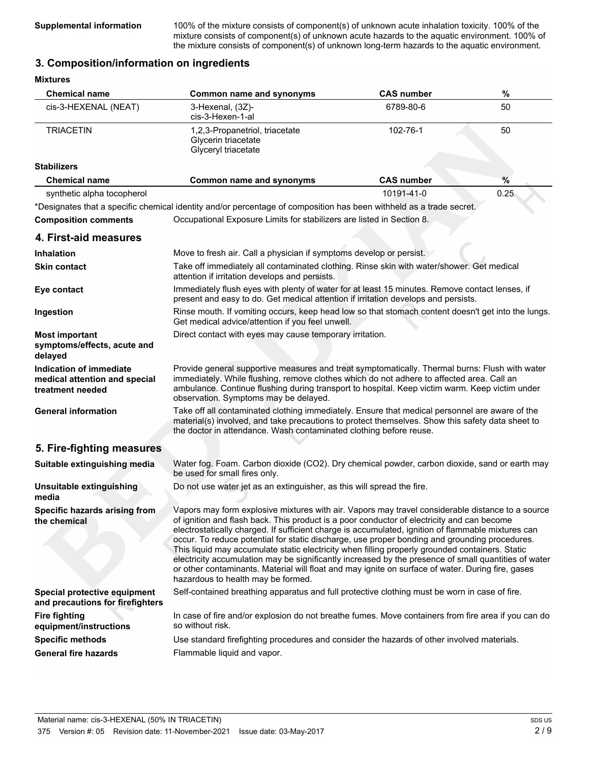| | |
|---|---|
| **Supplemental information** | 100% of the mixture consists of component(s) of unknown acute inhalation toxicity. 100% of the mixture consists of component(s) of unknown acute hazards to the aquatic environment. 100% of the mixture consists of component(s) of unknown long-term hazards to the aquatic environment. |

## 3. Composition/information on ingredients

**Mixtures**

| Chemical name | Common name and synonyms | CAS number | % |
|---|---|---|---|
| cis-3-HEXENAL (NEAT) | 3-Hexenal, (3Z)-<br>cis-3-Hexen-1-al | 6789-80-6 | 50 |
| TRIACETIN | 1,2,3-Propanetriol, triacetate<br>Glycerin triacetate<br>Glyceryl triacetate | 102-76-1 | 50 |

**Stabilizers**

| Chemical name | Common name and synonyms | CAS number | % |
|---|---|---|---|
| synthetic alpha tocopherol | | 10191-41-0 | 0.25 |

*Designates that a specific chemical identity and/or percentage of composition has been withheld as a trade secret.

| | |
|---|---|
| **Composition comments** | Occupational Exposure Limits for stabilizers are listed in Section 8. |

## 4. First-aid measures

| | |
|---|---|
| **Inhalation** | Move to fresh air. Call a physician if symptoms develop or persist. |
| **Skin contact** | Take off immediately all contaminated clothing. Rinse skin with water/shower. Get medical attention if irritation develops and persists. |
| **Eye contact** | Immediately flush eyes with plenty of water for at least 15 minutes. Remove contact lenses, if present and easy to do. Get medical attention if irritation develops and persists. |
| **Ingestion** | Rinse mouth. If vomiting occurs, keep head low so that stomach content doesn't get into the lungs. Get medical advice/attention if you feel unwell. |
| **Most important symptoms/effects, acute and delayed** | Direct contact with eyes may cause temporary irritation. |
| **Indication of immediate medical attention and special treatment needed** | Provide general supportive measures and treat symptomatically. Thermal burns: Flush with water immediately. While flushing, remove clothes which do not adhere to affected area. Call an ambulance. Continue flushing during transport to hospital. Keep victim warm. Keep victim under observation. Symptoms may be delayed. |
| **General information** | Take off all contaminated clothing immediately. Ensure that medical personnel are aware of the material(s) involved, and take precautions to protect themselves. Show this safety data sheet to the doctor in attendance. Wash contaminated clothing before reuse. |

## 5. Fire-fighting measures

| | |
|---|---|
| **Suitable extinguishing media** | Water fog. Foam. Carbon dioxide ($CO_2$). Dry chemical powder, carbon dioxide, sand or earth may be used for small fires only. |
| **Unsuitable extinguishing media** | Do not use water jet as an extinguisher, as this will spread the fire. |
| **Specific hazards arising from the chemical** | Vapors may form explosive mixtures with air. Vapors may travel considerable distance to a source of ignition and flash back. This product is a poor conductor of electricity and can become electrostatically charged. If sufficient charge is accumulated, ignition of flammable mixtures can occur. To reduce potential for static discharge, use proper bonding and grounding procedures. This liquid may accumulate static electricity when filling properly grounded containers. Static electricity accumulation may be significantly increased by the presence of small quantities of water or other contaminants. Material will float and may ignite on surface of water. During fire, gases hazardous to health may be formed. |
| **Special protective equipment and precautions for firefighters** | Self-contained breathing apparatus and full protective clothing must be worn in case of fire. |
| **Fire fighting equipment/instructions** | In case of fire and/or explosion do not breathe fumes. Move containers from fire area if you can do so without risk. |
| **Specific methods** | Use standard firefighting procedures and consider the hazards of other involved materials. |
| **General fire hazards** | Flammable liquid and vapor. |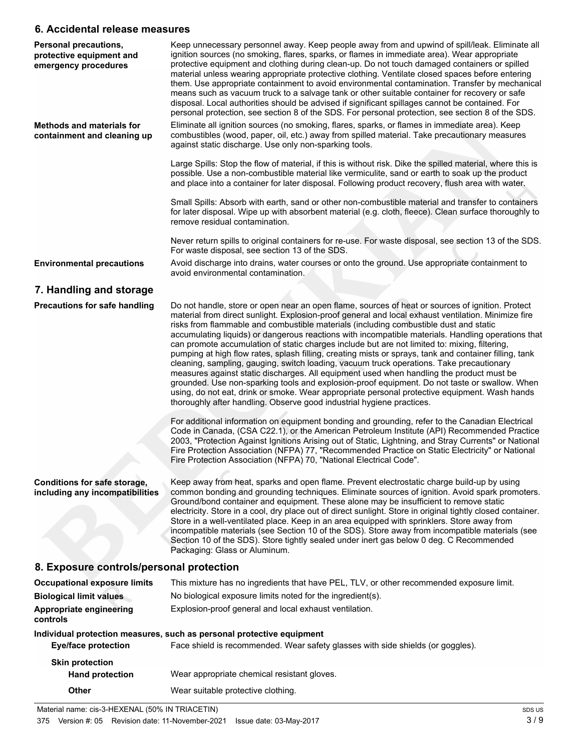## 6. Accidental release measures

**Personal precautions, protective equipment and emergency procedures**

Keep unnecessary personnel away. Keep people away from and upwind of spill/leak. Eliminate all ignition sources (no smoking, flares, sparks, or flames in immediate area). Wear appropriate protective equipment and clothing during clean-up. Do not touch damaged containers or spilled material unless wearing appropriate protective clothing. Ventilate closed spaces before entering them. Use appropriate containment to avoid environmental contamination. Transfer by mechanical means such as vacuum truck to a salvage tank or other suitable container for recovery or safe disposal. Local authorities should be advised if significant spillages cannot be contained. For personal protection, see section 8 of the SDS. For personal protection, see section 8 of the SDS.

**Methods and materials for containment and cleaning up**

Eliminate all ignition sources (no smoking, flares, sparks, or flames in immediate area). Keep combustibles (wood, paper, oil, etc.) away from spilled material. Take precautionary measures against static discharge. Use only non-sparking tools.

Large Spills: Stop the flow of material, if this is without risk. Dike the spilled material, where this is possible. Use a non-combustible material like vermiculite, sand or earth to soak up the product and place into a container for later disposal. Following product recovery, flush area with water.

Small Spills: Absorb with earth, sand or other non-combustible material and transfer to containers for later disposal. Wipe up with absorbent material (e.g. cloth, fleece). Clean surface thoroughly to remove residual contamination.

Never return spills to original containers for re-use. For waste disposal, see section 13 of the SDS. For waste disposal, see section 13 of the SDS.

**Environmental precautions**

Avoid discharge into drains, water courses or onto the ground. Use appropriate containment to avoid environmental contamination.

## 7. Handling and storage

**Precautions for safe handling**

Do not handle, store or open near an open flame, sources of heat or sources of ignition. Protect material from direct sunlight. Explosion-proof general and local exhaust ventilation. Minimize fire risks from flammable and combustible materials (including combustible dust and static accumulating liquids) or dangerous reactions with incompatible materials. Handling operations that can promote accumulation of static charges include but are not limited to: mixing, filtering, pumping at high flow rates, splash filling, creating mists or sprays, tank and container filling, tank cleaning, sampling, gauging, switch loading, vacuum truck operations. Take precautionary measures against static discharges. All equipment used when handling the product must be grounded. Use non-sparking tools and explosion-proof equipment. Do not taste or swallow. When using, do not eat, drink or smoke. Wear appropriate personal protective equipment. Wash hands thoroughly after handling. Observe good industrial hygiene practices.

For additional information on equipment bonding and grounding, refer to the Canadian Electrical Code in Canada, (CSA C22.1), or the American Petroleum Institute (API) Recommended Practice 2003, "Protection Against Ignitions Arising out of Static, Lightning, and Stray Currents" or National Fire Protection Association (NFPA) 77, "Recommended Practice on Static Electricity" or National Fire Protection Association (NFPA) 70, "National Electrical Code".

**Conditions for safe storage, including any incompatibilities**

Keep away from heat, sparks and open flame. Prevent electrostatic charge build-up by using common bonding and grounding techniques. Eliminate sources of ignition. Avoid spark promoters. Ground/bond container and equipment. These alone may be insufficient to remove static electricity. Store in a cool, dry place out of direct sunlight. Store in original tightly closed container. Store in a well-ventilated place. Keep in an area equipped with sprinklers. Store away from incompatible materials (see Section 10 of the SDS). Store away from incompatible materials (see Section 10 of the SDS). Store tightly sealed under inert gas below 0 deg. C Recommended Packaging: Glass or Aluminum.

## 8. Exposure controls/personal protection

**Occupational exposure limits**

This mixture has no ingredients that have PEL, TLV, or other recommended exposure limit.

**Biological limit values**

No biological exposure limits noted for the ingredient(s).

**Appropriate engineering controls**

Explosion-proof general and local exhaust ventilation.

**Individual protection measures, such as personal protective equipment**

**Eye/face protection**

Face shield is recommended. Wear safety glasses with side shields (or goggles).

**Skin protection**

**Hand protection**

Wear appropriate chemical resistant gloves.

**Other**

Wear suitable protective clothing.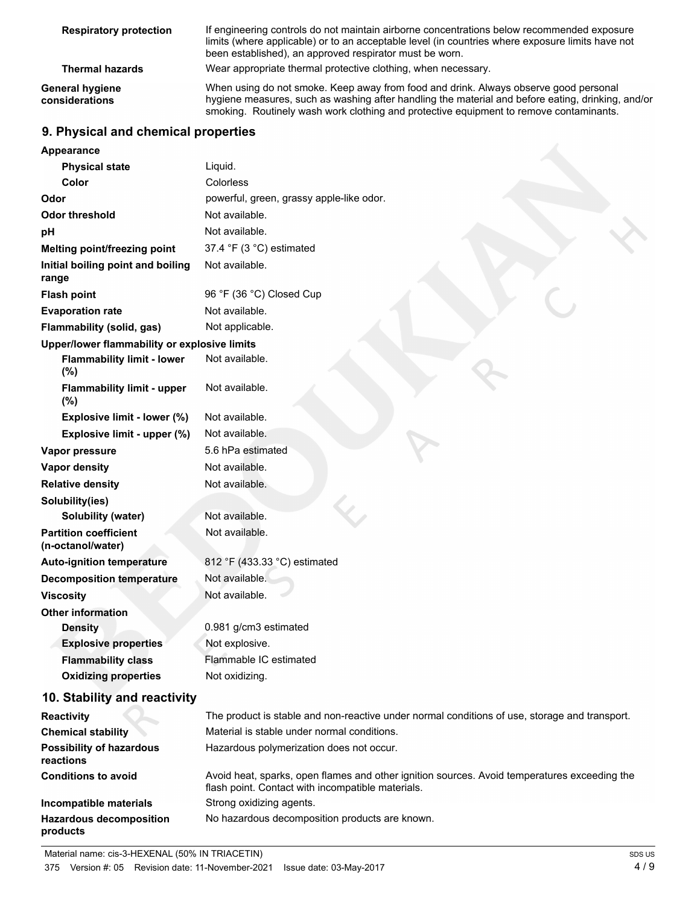| | |
|---|---|
| **Respiratory protection** | If engineering controls do not maintain airborne concentrations below recommended exposure limits (where applicable) or to an acceptable level (in countries where exposure limits have not been established), an approved respirator must be worn. |
| **Thermal hazards** | Wear appropriate thermal protective clothing, when necessary. |
| **General hygiene considerations** | When using do not smoke. Keep away from food and drink. Always observe good personal hygiene measures, such as washing after handling the material and before eating, drinking, and/or smoking. Routinely wash work clothing and protective equipment to remove contaminants. |

## 9. Physical and chemical properties

| | |
|---|---|
| **Appearance** | |
| **Physical state** | Liquid. |
| **Color** | Colorless |
| **Odor** | powerful, green, grassy apple-like odor. |
| **Odor threshold** | Not available. |
| **pH** | Not available. |
| **Melting point/freezing point** | 37.4 °F (3 °C) estimated |
| **Initial boiling point and boiling range** | Not available. |
| **Flash point** | 96 °F (36 °C) Closed Cup |
| **Evaporation rate** | Not available. |
| **Flammability (solid, gas)** | Not applicable. |
| **Upper/lower flammability or explosive limits** | |
| **Flammability limit - lower (%)** | Not available. |
| **Flammability limit - upper (%)** | Not available. |
| **Explosive limit - lower (%)** | Not available. |
| **Explosive limit - upper (%)** | Not available. |
| **Vapor pressure** | 5.6 hPa estimated |
| **Vapor density** | Not available. |
| **Relative density** | Not available. |
| **Solubility(ies)** | |
| **Solubility (water)** | Not available. |
| **Partition coefficient (n-octanol/water)** | Not available. |
| **Auto-ignition temperature** | 812 °F (433.33 °C) estimated |
| **Decomposition temperature** | Not available. |
| **Viscosity** | Not available. |
| **Other information** | |
| **Density** | 0.981 g/cm3 estimated |
| **Explosive properties** | Not explosive. |
| **Flammability class** | Flammable IC estimated |
| **Oxidizing properties** | Not oxidizing. |

## 10. Stability and reactivity

| | |
|---|---|
| **Reactivity** | The product is stable and non-reactive under normal conditions of use, storage and transport. |
| **Chemical stability** | Material is stable under normal conditions. |
| **Possibility of hazardous reactions** | Hazardous polymerization does not occur. |
| **Conditions to avoid** | Avoid heat, sparks, open flames and other ignition sources. Avoid temperatures exceeding the flash point. Contact with incompatible materials. |
| **Incompatible materials** | Strong oxidizing agents. |
| **Hazardous decomposition products** | No hazardous decomposition products are known. |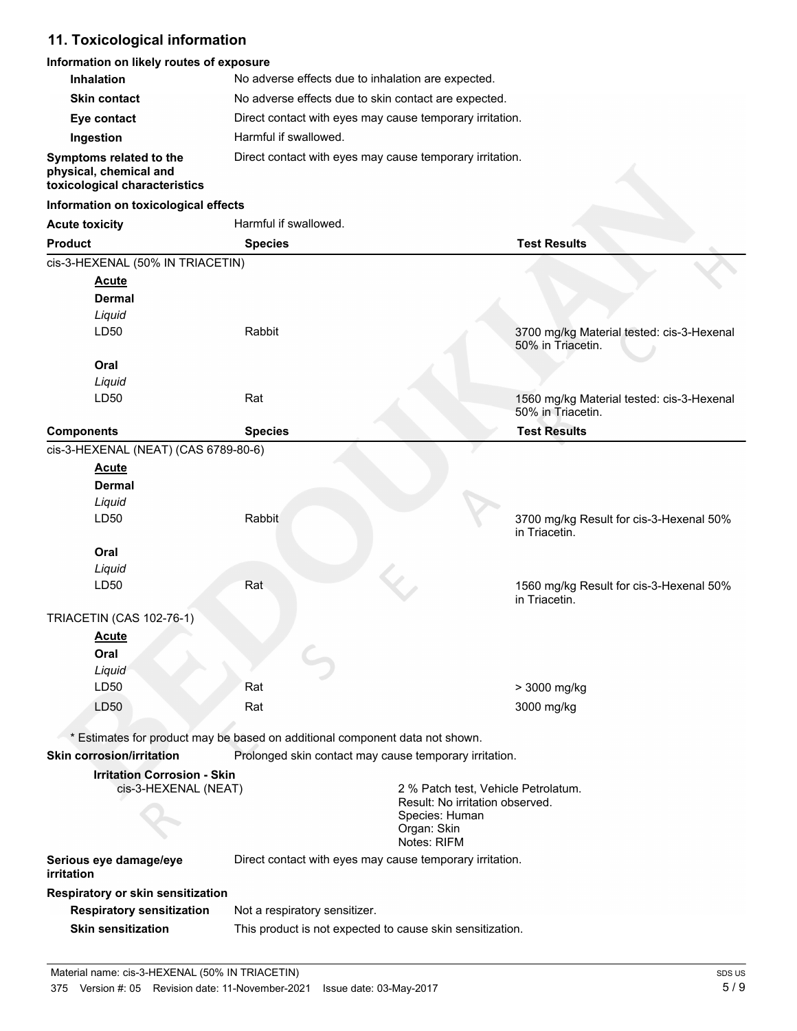## 11. Toxicological information

**Information on likely routes of exposure**

| | |
|---|---|
| **Inhalation** | No adverse effects due to inhalation are expected. |
| **Skin contact** | No adverse effects due to skin contact are expected. |
| **Eye contact** | Direct contact with eyes may cause temporary irritation. |
| **Ingestion** | Harmful if swallowed. |
| **Symptoms related to the physical, chemical and toxicological characteristics** | Direct contact with eyes may cause temporary irritation. |

**Information on toxicological effects**

**Acute toxicity** Harmful if swallowed.

| Product | Species | Test Results |
|---|---|---|
| cis-3-HEXENAL (50% IN TRIACETIN) | | |
| **Acute** | | |
| **Dermal** | | |
| *Liquid* | | |
| LD50 | Rabbit | 3700 mg/kg Material tested: cis-3-Hexenal 50% in Triacetin. |
| **Oral** | | |
| *Liquid* | | |
| LD50 | Rat | 1560 mg/kg Material tested: cis-3-Hexenal 50% in Triacetin. |

| Components | Species | Test Results |
|---|---|---|
| cis-3-HEXENAL (NEAT) (CAS 6789-80-6) | | |
| **Acute** | | |
| **Dermal** | | |
| *Liquid* | | |
| LD50 | Rabbit | 3700 mg/kg Result for cis-3-Hexenal 50% in Triacetin. |
| **Oral** | | |
| *Liquid* | | |
| LD50 | Rat | 1560 mg/kg Result for cis-3-Hexenal 50% in Triacetin. |
| TRIACETIN (CAS 102-76-1) | | |
| **Acute** | | |
| **Oral** | | |
| *Liquid* | | |
| LD50 | Rat | > 3000 mg/kg |
| LD50 | Rat | 3000 mg/kg |

\* Estimates for product may be based on additional component data not shown.

**Skin corrosion/irritation** Prolonged skin contact may cause temporary irritation.

**Irritation Corrosion - Skin**

cis-3-HEXENAL (NEAT)
2 % Patch test, Vehicle Petrolatum.
Result: No irritation observed.
Species: Human
Organ: Skin
Notes: RIFM

**Serious eye damage/eye irritation** Direct contact with eyes may cause temporary irritation.

**Respiratory or skin sensitization**

**Respiratory sensitization** Not a respiratory sensitizer.

**Skin sensitization** This product is not expected to cause skin sensitization.

Material name: cis-3-HEXENAL (50% IN TRIACETIN)

375 Version #: 05 Revision date: 11-November-2021 Issue date: 03-May-2017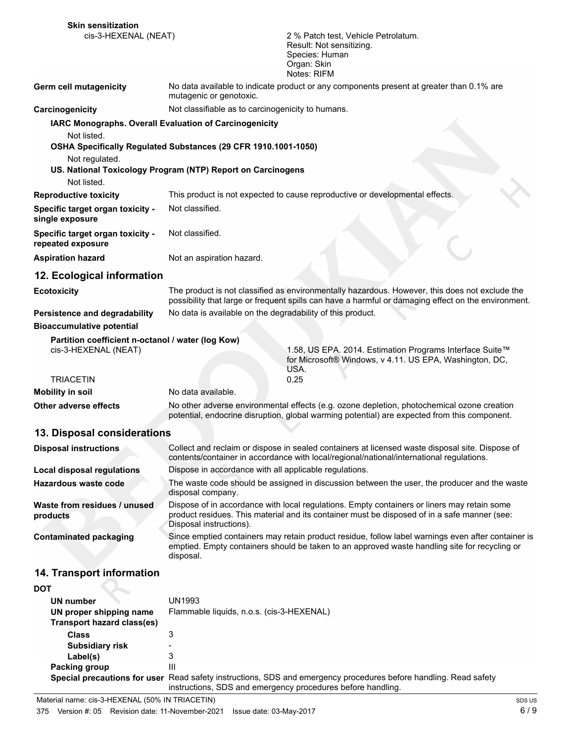**Skin sensitization**

cis-3-HEXENAL (NEAT)

2 % Patch test, Vehicle Petrolatum.
Result: Not sensitizing.
Species: Human
Organ: Skin
Notes: RIFM

**Germ cell mutagenicity** No data available to indicate product or any components present at greater than 0.1% are mutagenic or genotoxic.

**Carcinogenicity** Not classifiable as to carcinogenicity to humans.

**IARC Monographs. Overall Evaluation of Carcinogenicity**

Not listed.

**OSHA Specifically Regulated Substances (29 CFR 1910.1001-1050)**

Not regulated.

**US. National Toxicology Program (NTP) Report on Carcinogens**

Not listed.

**Reproductive toxicity** This product is not expected to cause reproductive or developmental effects.

**Specific target organ toxicity - single exposure** Not classified.

**Specific target organ toxicity - repeated exposure** Not classified.

**Aspiration hazard** Not an aspiration hazard.

## 12. Ecological information

**Ecotoxicity** The product is not classified as environmentally hazardous. However, this does not exclude the possibility that large or frequent spills can have a harmful or damaging effect on the environment.

**Persistence and degradability** No data is available on the degradability of this product.

**Bioaccumulative potential**

**Partition coefficient n-octanol / water (log Kow)**

cis-3-HEXENAL (NEAT) 1.58, US EPA. 2014. Estimation Programs Interface Suite™ for Microsoft® Windows, v 4.11. US EPA, Washington, DC, USA.

TRIACETIN 0.25

**Mobility in soil** No data available.

**Other adverse effects** No other adverse environmental effects (e.g. ozone depletion, photochemical ozone creation potential, endocrine disruption, global warming potential) are expected from this component.

## 13. Disposal considerations

**Disposal instructions** Collect and reclaim or dispose in sealed containers at licensed waste disposal site. Dispose of contents/container in accordance with local/regional/national/international regulations.

**Local disposal regulations** Dispose in accordance with all applicable regulations.

**Hazardous waste code** The waste code should be assigned in discussion between the user, the producer and the waste disposal company.

**Waste from residues / unused products** Dispose of in accordance with local regulations. Empty containers or liners may retain some product residues. This material and its container must be disposed of in a safe manner (see: Disposal instructions).

**Contaminated packaging** Since emptied containers may retain product residue, follow label warnings even after container is emptied. Empty containers should be taken to an approved waste handling site for recycling or disposal.

## 14. Transport information

**DOT**

**UN number** UN1993

**UN proper shipping name** Flammable liquids, n.o.s. (cis-3-HEXENAL)

**Transport hazard class(es)**

**Class** 3

**Subsidiary risk** -

**Label(s)** 3

**Packing group** III

**Special precautions for user** Read safety instructions, SDS and emergency procedures before handling. Read safety instructions, SDS and emergency procedures before handling.

Material name: cis-3-HEXENAL (50% IN TRIACETIN)

375 Version #: 05 Revision date: 11-November-2021 Issue date: 03-May-2017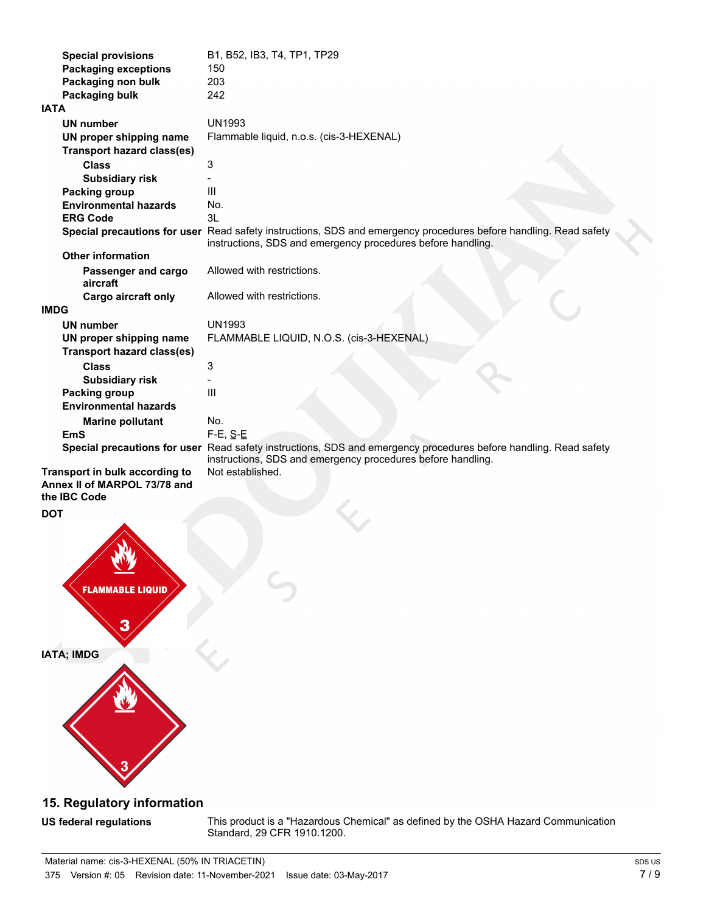| | |
|---|---|
| **Special provisions** | B1, B52, IB3, T4, TP1, TP29 |
| **Packaging exceptions** | 150 |
| **Packaging non bulk** | 203 |
| **Packaging bulk** | 242 |

**IATA**

| | |
|---|---|
| **UN number** | UN1993 |
| **UN proper shipping name** | Flammable liquid, n.o.s. (cis-3-HEXENAL) |
| **Transport hazard class(es)** | |
| **Class** | 3 |
| **Subsidiary risk** | - |
| **Packing group** | III |
| **Environmental hazards** | No. |
| **ERG Code** | 3L |
| **Special precautions for user** | Read safety instructions, SDS and emergency procedures before handling. Read safety instructions, SDS and emergency procedures before handling. |
| **Other information** | |
| **Passenger and cargo aircraft** | Allowed with restrictions. |
| **Cargo aircraft only** | Allowed with restrictions. |

**IMDG**

| | |
|---|---|
| **UN number** | UN1993 |
| **UN proper shipping name** | FLAMMABLE LIQUID, N.O.S. (cis-3-HEXENAL) |
| **Transport hazard class(es)** | |
| **Class** | 3 |
| **Subsidiary risk** | - |
| **Packing group** | III |
| **Environmental hazards** | |
| **Marine pollutant** | No. |
| **EmS** | F-E, S-E |
| **Special precautions for user** | Read safety instructions, SDS and emergency procedures before handling. Read safety instructions, SDS and emergency procedures before handling. |

| | |
|---|---|
| **Transport in bulk according to Annex II of MARPOL 73/78 and the IBC Code** | Not established. |

**DOT**

FLAMMABLE LIQUID 3

**IATA; IMDG**

3

## 15. Regulatory information

| | |
|---|---|
| **US federal regulations** | This product is a "Hazardous Chemical" as defined by the OSHA Hazard Communication Standard, 29 CFR 1910.1200. |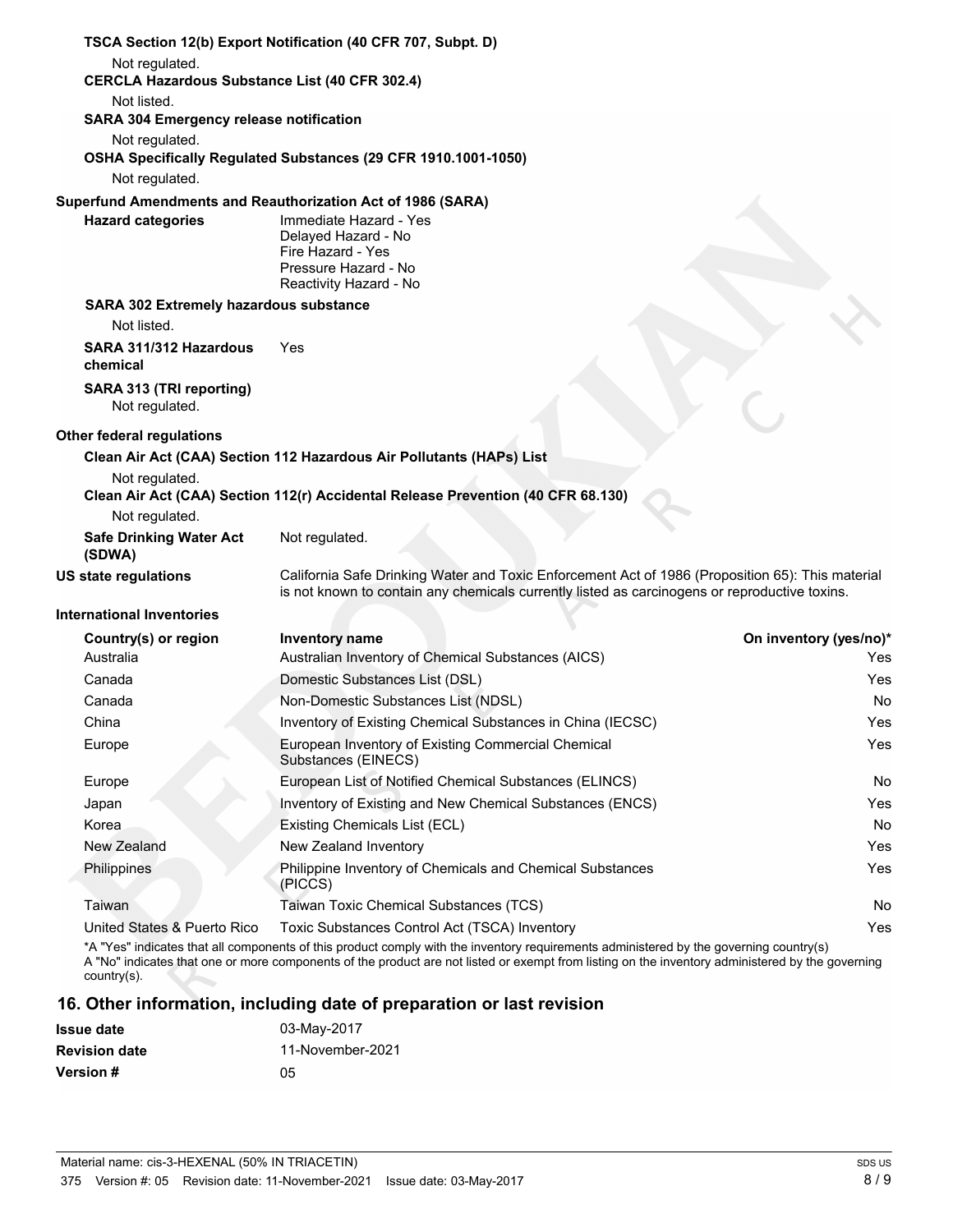**TSCA Section 12(b) Export Notification (40 CFR 707, Subpt. D)**

Not regulated.

**CERCLA Hazardous Substance List (40 CFR 302.4)**

Not listed.

**SARA 304 Emergency release notification**

Not regulated.

**OSHA Specifically Regulated Substances (29 CFR 1910.1001-1050)**

Not regulated.

**Superfund Amendments and Reauthorization Act of 1986 (SARA)**

**Hazard categories** Immediate Hazard - Yes
Delayed Hazard - No
Fire Hazard - Yes
Pressure Hazard - No
Reactivity Hazard - No

**SARA 302 Extremely hazardous substance**

Not listed.

**SARA 311/312 Hazardous chemical** Yes

**SARA 313 (TRI reporting)**

Not regulated.

**Other federal regulations**

**Clean Air Act (CAA) Section 112 Hazardous Air Pollutants (HAPs) List**

Not regulated.

**Clean Air Act (CAA) Section 112(r) Accidental Release Prevention (40 CFR 68.130)**

Not regulated.

**Safe Drinking Water Act (SDWA)** Not regulated.

**US state regulations** California Safe Drinking Water and Toxic Enforcement Act of 1986 (Proposition 65): This material is not known to contain any chemicals currently listed as carcinogens or reproductive toxins.

**International Inventories**

| Country(s) or region | Inventory name | On inventory (yes/no)* |
|---|---|---|
| Australia | Australian Inventory of Chemical Substances (AICS) | Yes |
| Canada | Domestic Substances List (DSL) | Yes |
| Canada | Non-Domestic Substances List (NDSL) | No |
| China | Inventory of Existing Chemical Substances in China (IECSC) | Yes |
| Europe | European Inventory of Existing Commercial Chemical Substances (EINECS) | Yes |
| Europe | European List of Notified Chemical Substances (ELINCS) | No |
| Japan | Inventory of Existing and New Chemical Substances (ENCS) | Yes |
| Korea | Existing Chemicals List (ECL) | No |
| New Zealand | New Zealand Inventory | Yes |
| Philippines | Philippine Inventory of Chemicals and Chemical Substances (PICCS) | Yes |
| Taiwan | Taiwan Toxic Chemical Substances (TCS) | No |
| United States & Puerto Rico | Toxic Substances Control Act (TSCA) Inventory | Yes |

*A "Yes" indicates that all components of this product comply with the inventory requirements administered by the governing country(s)
A "No" indicates that one or more components of the product are not listed or exempt from listing on the inventory administered by the governing country(s).

## 16. Other information, including date of preparation or last revision

**Issue date** 03-May-2017

**Revision date** 11-November-2021

**Version #** 05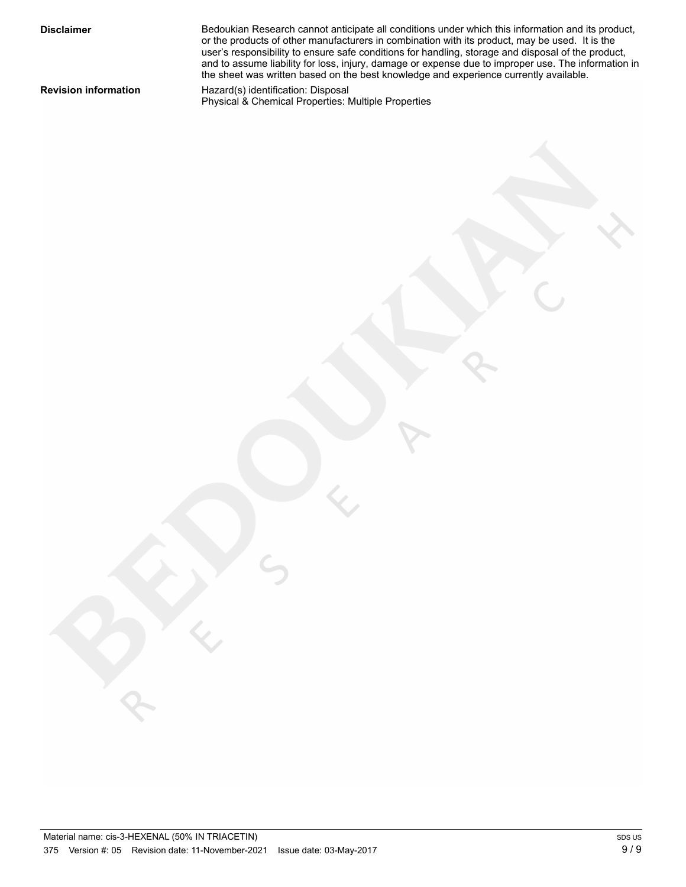**Disclaimer**

Bedoukian Research cannot anticipate all conditions under which this information and its product, or the products of other manufacturers in combination with its product, may be used. It is the user's responsibility to ensure safe conditions for handling, storage and disposal of the product, and to assume liability for loss, injury, damage or expense due to improper use. The information in the sheet was written based on the best knowledge and experience currently available.

**Revision information**

Hazard(s) identification: Disposal
Physical & Chemical Properties: Multiple Properties